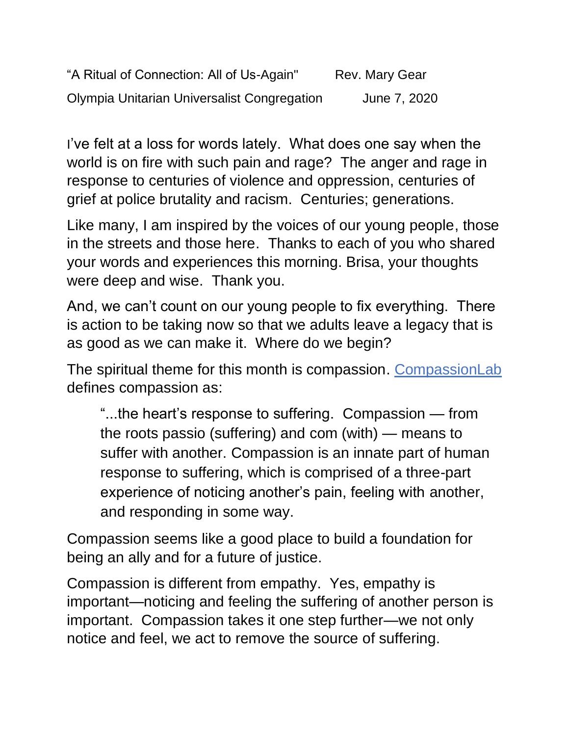“A Ritual of Connection: All of Us-Again" Rev. Mary Gear

Olympia Unitarian Universalist Congregation June 7, 2020

I’ve felt at a loss for words lately. What does one say when the world is on fire with such pain and rage? The anger and rage in response to centuries of violence and oppression, centuries of grief at police brutality and racism. Centuries; generations.

Like many, I am inspired by the voices of our young people, those in the streets and those here. Thanks to each of you who shared your words and experiences this morning. Brisa, your thoughts were deep and wise. Thank you.

And, we can’t count on our young people to fix everything. There is action to be taking now so that we adults leave a legacy that is as good as we can make it. Where do we begin?

The spiritual theme for this month is compassion. CompassionLab defines compassion as:

> “...the heart’s response to suffering. Compassion — from the roots passio (suffering) and com (with) — means to suffer with another. Compassion is an innate part of human response to suffering, which is comprised of a three-part experience of noticing another’s pain, feeling with another, and responding in some way.

Compassion seems like a good place to build a foundation for being an ally and for a future of justice.

Compassion is different from empathy. Yes, empathy is important—noticing and feeling the suffering of another person is important. Compassion takes it one step further—we not only notice and feel, we act to remove the source of suffering.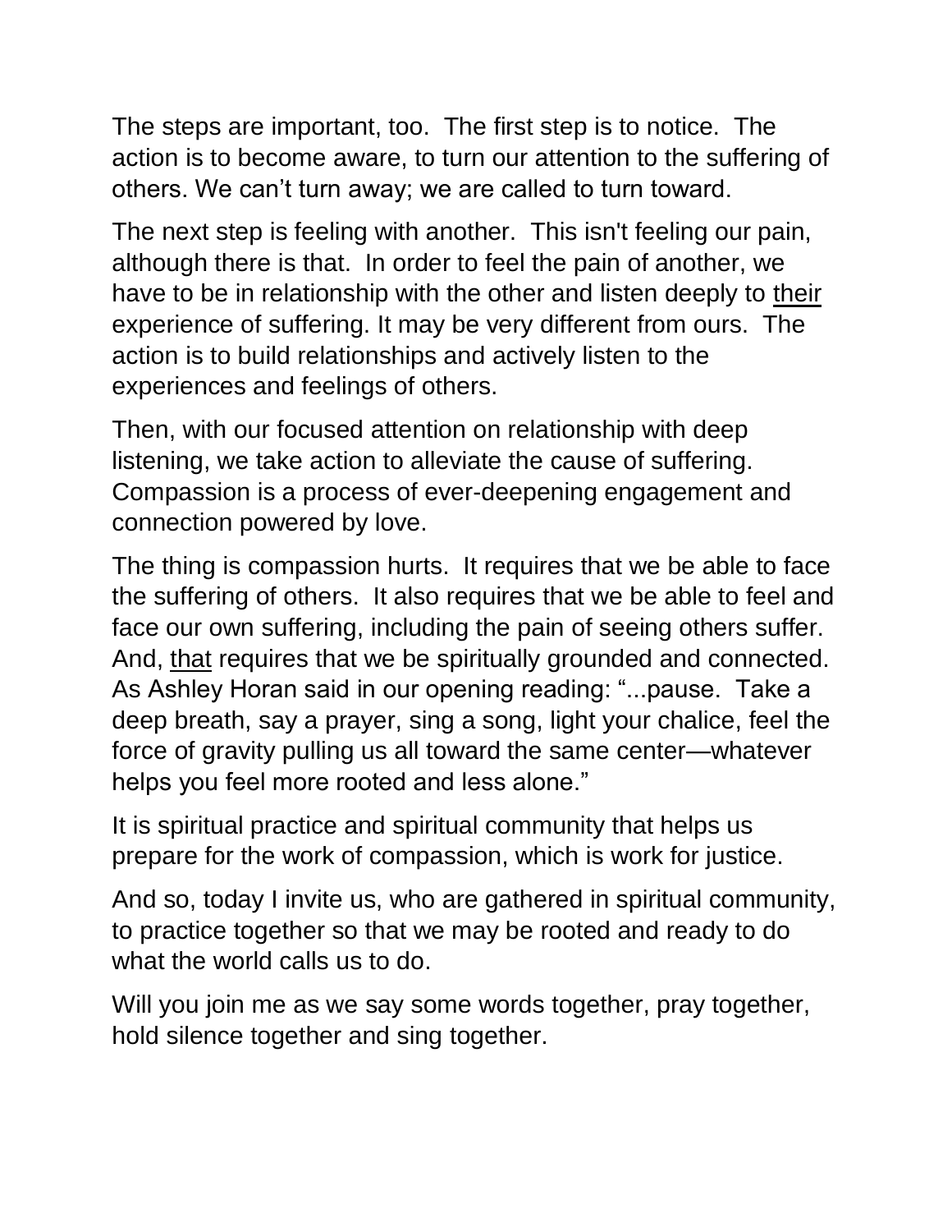The steps are important, too. The first step is to notice. The action is to become aware, to turn our attention to the suffering of others. We can't turn away; we are called to turn toward.

The next step is feeling with another. This isn't feeling our pain, although there is that. In order to feel the pain of another, we have to be in relationship with the other and listen deeply to <u>their</u> experience of suffering. It may be very different from ours. The action is to build relationships and actively listen to the experiences and feelings of others.

Then, with our focused attention on relationship with deep listening, we take action to alleviate the cause of suffering. Compassion is a process of ever-deepening engagement and connection powered by love.

The thing is compassion hurts. It requires that we be able to face the suffering of others. It also requires that we be able to feel and face our own suffering, including the pain of seeing others suffer. And, <u>that</u> requires that we be spiritually grounded and connected. As Ashley Horan said in our opening reading: "...pause. Take a deep breath, say a prayer, sing a song, light your chalice, feel the force of gravity pulling us all toward the same center—whatever helps you feel more rooted and less alone."

It is spiritual practice and spiritual community that helps us prepare for the work of compassion, which is work for justice.

And so, today I invite us, who are gathered in spiritual community, to practice together so that we may be rooted and ready to do what the world calls us to do.

Will you join me as we say some words together, pray together, hold silence together and sing together.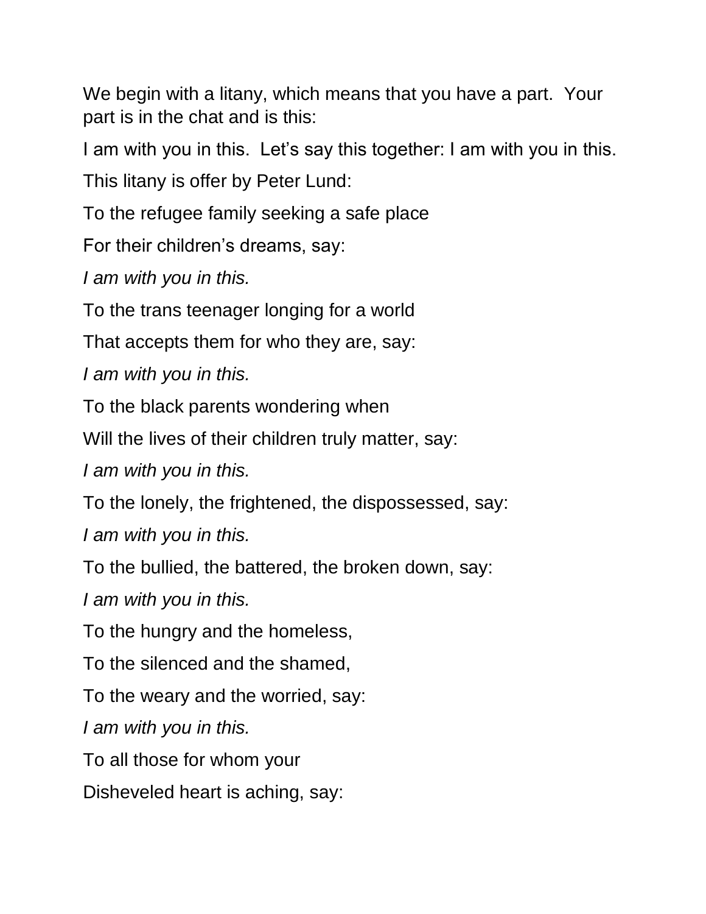We begin with a litany, which means that you have a part. Your part is in the chat and is this:

I am with you in this. Let's say this together: I am with you in this.

This litany is offer by Peter Lund:

To the refugee family seeking a safe place

For their children's dreams, say:

*I am with you in this.*

To the trans teenager longing for a world

That accepts them for who they are, say:

*I am with you in this.*

To the black parents wondering when

Will the lives of their children truly matter, say:

*I am with you in this.*

To the lonely, the frightened, the dispossessed, say:

*I am with you in this.*

To the bullied, the battered, the broken down, say:

*I am with you in this.*

To the hungry and the homeless,

To the silenced and the shamed,

To the weary and the worried, say:

*I am with you in this.*

To all those for whom your

Disheveled heart is aching, say: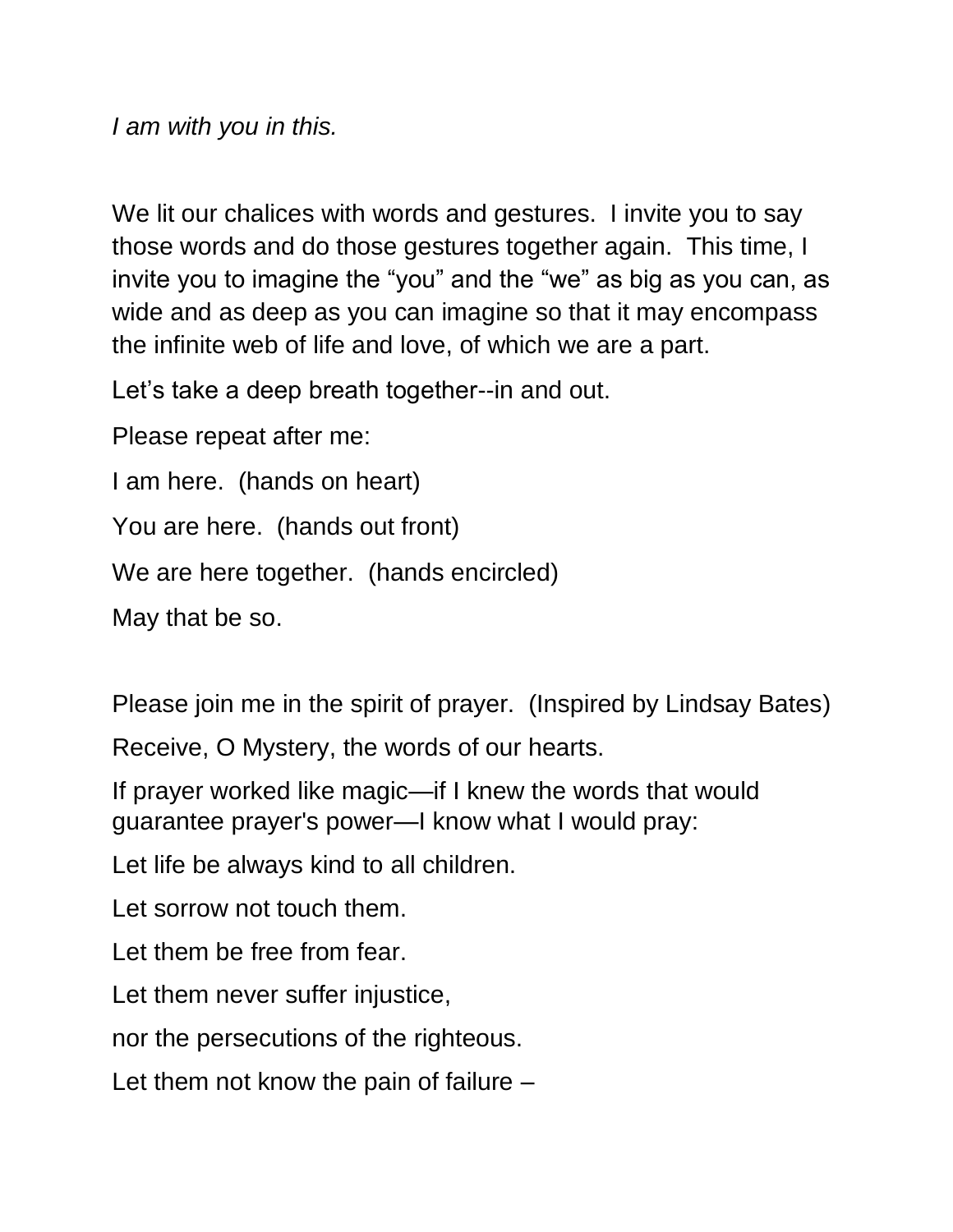*I am with you in this.*

We lit our chalices with words and gestures. I invite you to say those words and do those gestures together again. This time, I invite you to imagine the "you" and the "we" as big as you can, as wide and as deep as you can imagine so that it may encompass the infinite web of life and love, of which we are a part.

Let's take a deep breath together--in and out.

Please repeat after me:

I am here. (hands on heart)

You are here. (hands out front)

We are here together. (hands encircled)

May that be so.

Please join me in the spirit of prayer. (Inspired by Lindsay Bates)

Receive, O Mystery, the words of our hearts.

If prayer worked like magic—if I knew the words that would guarantee prayer's power—I know what I would pray:

Let life be always kind to all children.

Let sorrow not touch them.

Let them be free from fear.

Let them never suffer injustice,

nor the persecutions of the righteous.

Let them not know the pain of failure –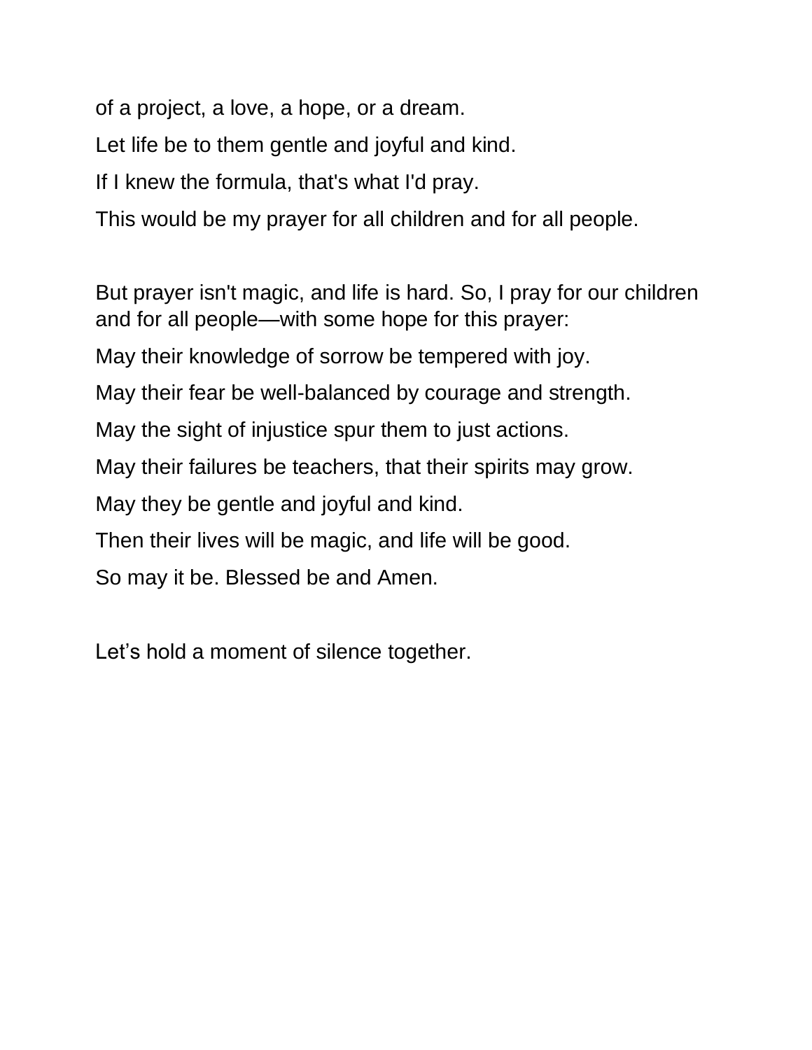of a project, a love, a hope, or a dream.

Let life be to them gentle and joyful and kind.

If I knew the formula, that's what I'd pray.

This would be my prayer for all children and for all people.

But prayer isn't magic, and life is hard. So, I pray for our children and for all people—with some hope for this prayer:

May their knowledge of sorrow be tempered with joy.

May their fear be well-balanced by courage and strength.

May the sight of injustice spur them to just actions.

May their failures be teachers, that their spirits may grow.

May they be gentle and joyful and kind.

Then their lives will be magic, and life will be good.

So may it be. Blessed be and Amen.

Let's hold a moment of silence together.